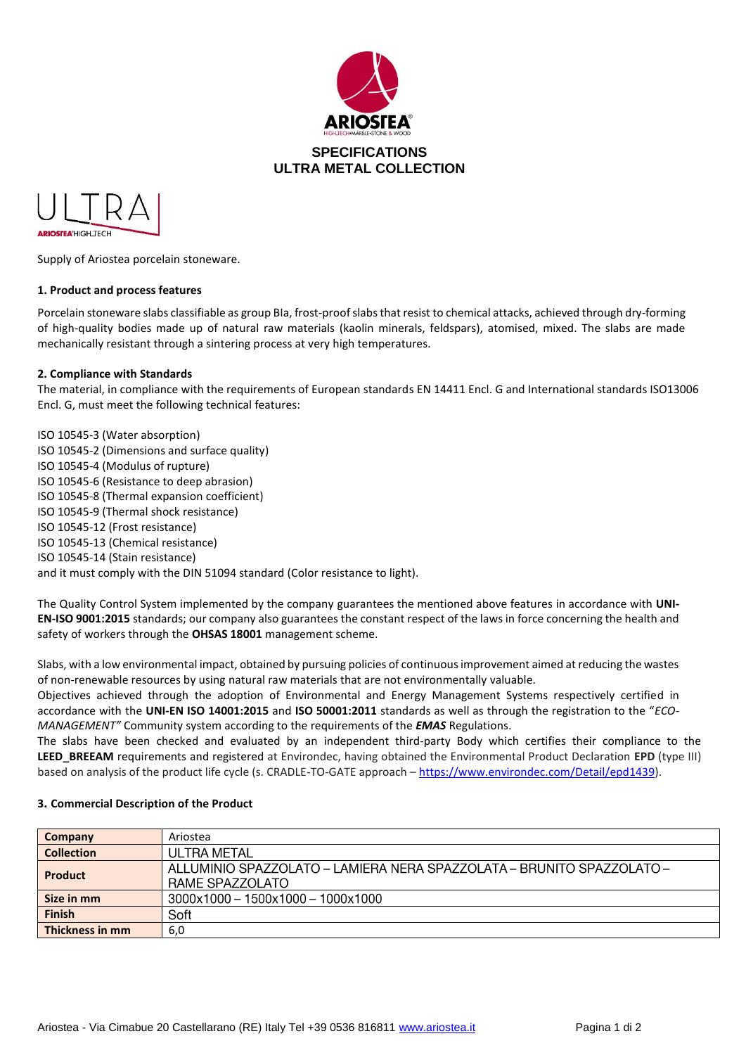# SPECIFICATIONS
# ULTRA METAL COLLECTION

ULTRA
ARIOSTEA HIGHTECH

Supply of Ariostea porcelain stoneware.

### 1. Product and process features

Porcelain stoneware slabs classifiable as group BIa, frost-proof slabs that resist to chemical attacks, achieved through dry-forming of high-quality bodies made up of natural raw materials (kaolin minerals, feldspars), atomised, mixed. The slabs are made mechanically resistant through a sintering process at very high temperatures.

### 2. Compliance with Standards

The material, in compliance with the requirements of European standards EN 14411 Encl. G and International standards ISO13006 Encl. G, must meet the following technical features:

ISO 10545-3 (Water absorption)
ISO 10545-2 (Dimensions and surface quality)
ISO 10545-4 (Modulus of rupture)
ISO 10545-6 (Resistance to deep abrasion)
ISO 10545-8 (Thermal expansion coefficient)
ISO 10545-9 (Thermal shock resistance)
ISO 10545-12 (Frost resistance)
ISO 10545-13 (Chemical resistance)
ISO 10545-14 (Stain resistance)
and it must comply with the DIN 51094 standard (Color resistance to light).

The Quality Control System implemented by the company guarantees the mentioned above features in accordance with **UNI-EN-ISO 9001:2015** standards; our company also guarantees the constant respect of the laws in force concerning the health and safety of workers through the **OHSAS 18001** management scheme.

Slabs, with a low environmental impact, obtained by pursuing policies of continuous improvement aimed at reducing the wastes of non-renewable resources by using natural raw materials that are not environmentally valuable.
Objectives achieved through the adoption of Environmental and Energy Management Systems respectively certified in accordance with the **UNI-EN ISO 14001:2015** and **ISO 50001:2011** standards as well as through the registration to the "*ECO-MANAGEMENT"* Community system according to the requirements of the ***EMAS*** Regulations.
The slabs have been checked and evaluated by an independent third-party Body which certifies their compliance to the **LEED_BREEAM** requirements and registered at Environdec, having obtained the Environmental Product Declaration **EPD** (type III) based on analysis of the product life cycle (s. CRADLE-TO-GATE approach – https://www.environdec.com/Detail/epd1439).

### 3. Commercial Description of the Product

| | |
|---|---|
| **Company** | Ariostea |
| **Collection** | ULTRA METAL |
| **Product** | ALLUMINIO SPAZZOLATO – LAMIERA NERA SPAZZOLATA – BRUNITO SPAZZOLATO – RAME SPAZZOLATO |
| **Size in mm** | 3000x1000 – 1500x1000 – 1000x1000 |
| **Finish** | Soft |
| **Thickness in mm** | 6,0 |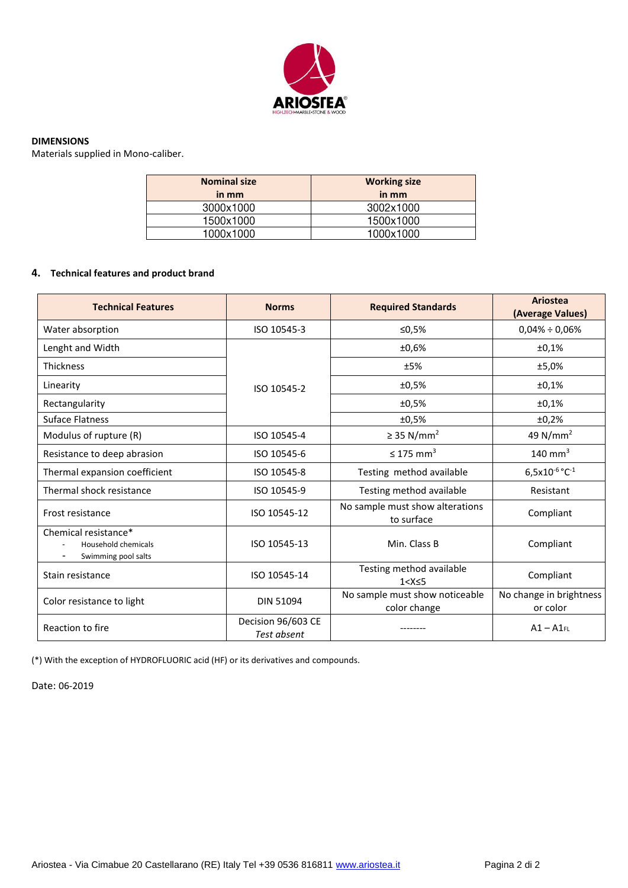**DIMENSIONS**
Materials supplied in Mono-caliber.

| Nominal size in mm | Working size in mm |
|---|---|
| 3000x1000 | 3002x1000 |
| 1500x1000 | 1500x1000 |
| 1000x1000 | 1000x1000 |

## 4. Technical features and product brand

| Technical Features | Norms | Required Standards | Ariostea (Average Values) |
|---|---|---|---|
| Water absorption | ISO 10545-3 | ≤0,5% | 0,04% ÷ 0,06% |
| Lenght and Width | ISO 10545-2 | ±0,6% | ±0,1% |
| Thickness | ISO 10545-2 | ±5% | ±5,0% |
| Linearity | ISO 10545-2 | ±0,5% | ±0,1% |
| Rectangularity | ISO 10545-2 | ±0,5% | ±0,1% |
| Suface Flatness | ISO 10545-2 | ±0,5% | ±0,2% |
| Modulus of rupture (R) | ISO 10545-4 | ≥ 35 $N/mm^2$ | 49 $N/mm^2$ |
| Resistance to deep abrasion | ISO 10545-6 | ≤ 175 $mm^3$ | 140 $mm^3$ |
| Thermal expansion coefficient | ISO 10545-8 | Testing method available | $6{,}5x10^{-6}\,°C^{-1}$ |
| Thermal shock resistance | ISO 10545-9 | Testing method available | Resistant |
| Frost resistance | ISO 10545-12 | No sample must show alterations to surface | Compliant |
| Chemical resistance* <br> - Household chemicals <br> - Swimming pool salts | ISO 10545-13 | Min. Class B | Compliant |
| Stain resistance | ISO 10545-14 | Testing method available 1<X≤5 | Compliant |
| Color resistance to light | DIN 51094 | No sample must show noticeable color change | No change in brightness or color |
| Reaction to fire | Decision 96/603 CE *Test absent* | -------- | $A1 - A1_{FL}$ |

(*) With the exception of HYDROFLUORIC acid (HF) or its derivatives and compounds.

Date: 06-2019

Ariostea - Via Cimabue 20 Castellarano (RE) Italy Tel +39 0536 816811 www.ariostea.it